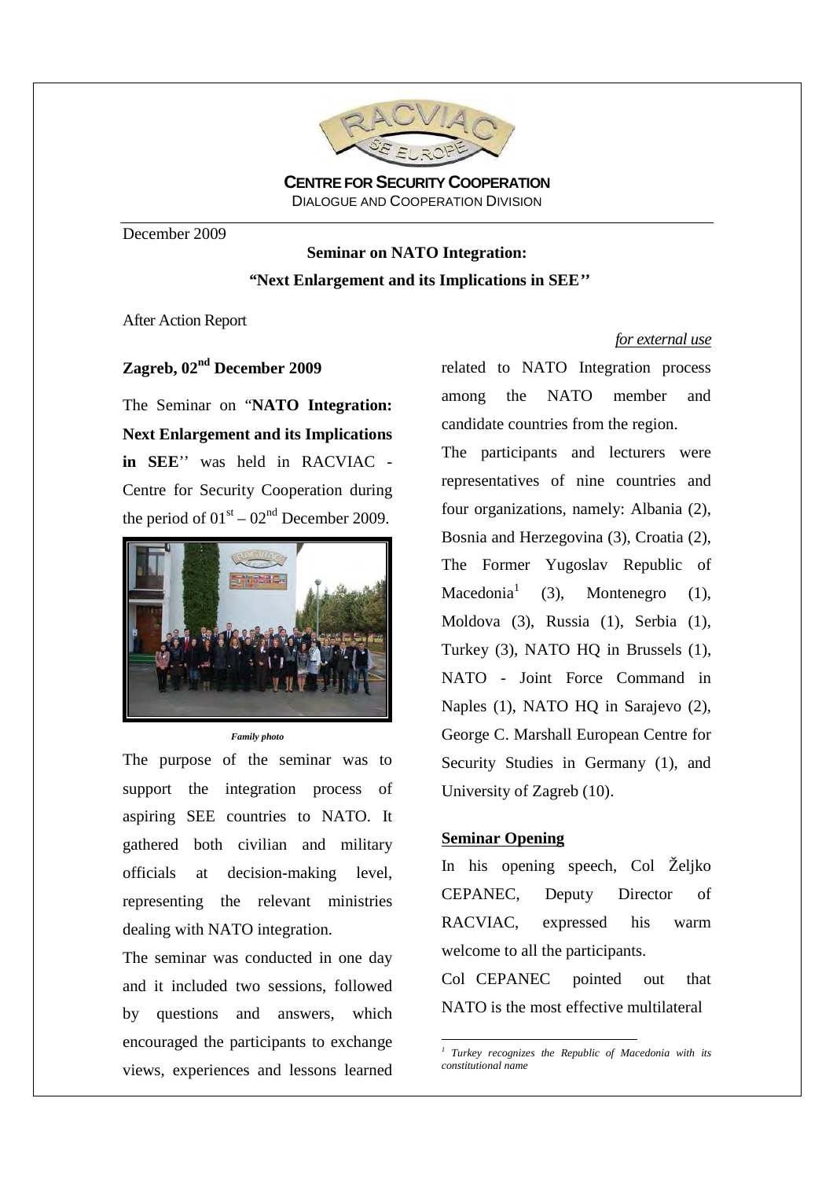**CENTRE FOR SECURITY COOPERATION**
DIALOGUE AND COOPERATION DIVISION

December 2009

**Seminar on NATO Integration:**
**"Next Enlargement and its Implications in SEE''**

After Action Report

*for external use*

## Zagreb, 02nd December 2009

The Seminar on "**NATO Integration: Next Enlargement and its Implications in SEE**'' was held in RACVIAC - Centre for Security Cooperation during the period of 01st – 02nd December 2009.

*Family photo*

The purpose of the seminar was to support the integration process of aspiring SEE countries to NATO. It gathered both civilian and military officials at decision-making level, representing the relevant ministries dealing with NATO integration.

The seminar was conducted in one day and it included two sessions, followed by questions and answers, which encouraged the participants to exchange views, experiences and lessons learned related to NATO Integration process among the NATO member and candidate countries from the region.

The participants and lecturers were representatives of nine countries and four organizations, namely: Albania (2), Bosnia and Herzegovina (3), Croatia (2), The Former Yugoslav Republic of Macedonia[1] (3), Montenegro (1), Moldova (3), Russia (1), Serbia (1), Turkey (3), NATO HQ in Brussels (1), NATO - Joint Force Command in Naples (1), NATO HQ in Sarajevo (2), George C. Marshall European Centre for Security Studies in Germany (1), and University of Zagreb (10).

### Seminar Opening

In his opening speech, Col Željko CEPANEC, Deputy Director of RACVIAC, expressed his warm welcome to all the participants.

Col CEPANEC pointed out that NATO is the most effective multilateral

[1] *Turkey recognizes the Republic of Macedonia with its constitutional name*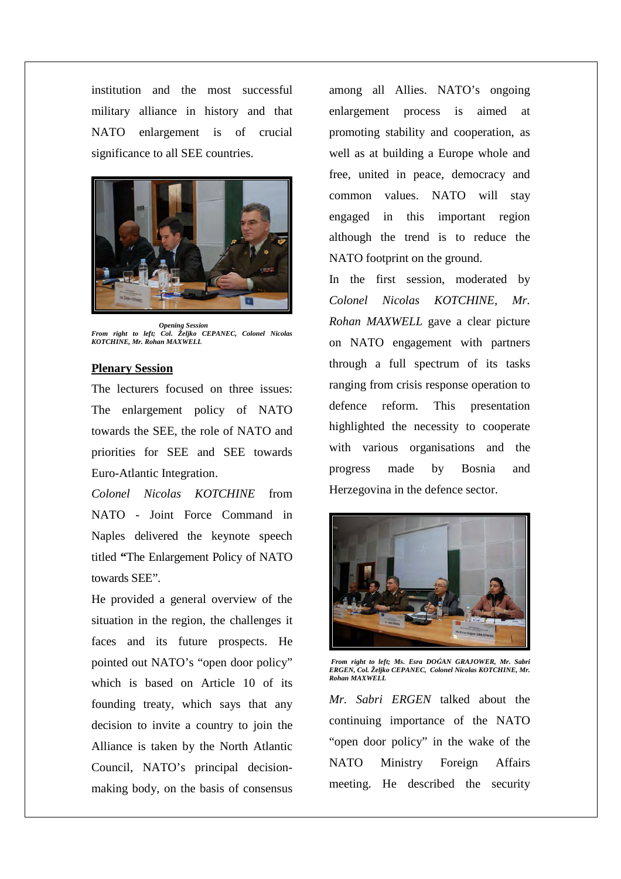institution and the most successful military alliance in history and that NATO enlargement is of crucial significance to all SEE countries.

***Opening Session***
***From right to left; Col. Željko CEPANEC, Colonel Nicolas KOTCHINE, Mr. Rohan MAXWELL***

**Plenary Session**

The lecturers focused on three issues: The enlargement policy of NATO towards the SEE, the role of NATO and priorities for SEE and SEE towards Euro-Atlantic Integration.

*Colonel Nicolas KOTCHINE* from NATO - Joint Force Command in Naples delivered the keynote speech titled **"**The Enlargement Policy of NATO towards SEE".

He provided a general overview of the situation in the region, the challenges it faces and its future prospects. He pointed out NATO's "open door policy" which is based on Article 10 of its founding treaty, which says that any decision to invite a country to join the Alliance is taken by the North Atlantic Council, NATO's principal decision-making body, on the basis of consensus among all Allies. NATO's ongoing enlargement process is aimed at promoting stability and cooperation, as well as at building a Europe whole and free, united in peace, democracy and common values. NATO will stay engaged in this important region although the trend is to reduce the NATO footprint on the ground.

In the first session, moderated by *Colonel Nicolas KOTCHINE, Mr. Rohan MAXWELL* gave a clear picture on NATO engagement with partners through a full spectrum of its tasks ranging from crisis response operation to defence reform. This presentation highlighted the necessity to cooperate with various organisations and the progress made by Bosnia and Herzegovina in the defence sector.

***From right to left; Ms. Esra DOĠAN GRAJOWER, Mr. Sabri ERGEN, Col. Željko CEPANEC, Colonel Nicolas KOTCHINE, Mr. Rohan MAXWELL***

*Mr. Sabri ERGEN* talked about the continuing importance of the NATO "open door policy" in the wake of the NATO Ministry Foreign Affairs meeting. He described the security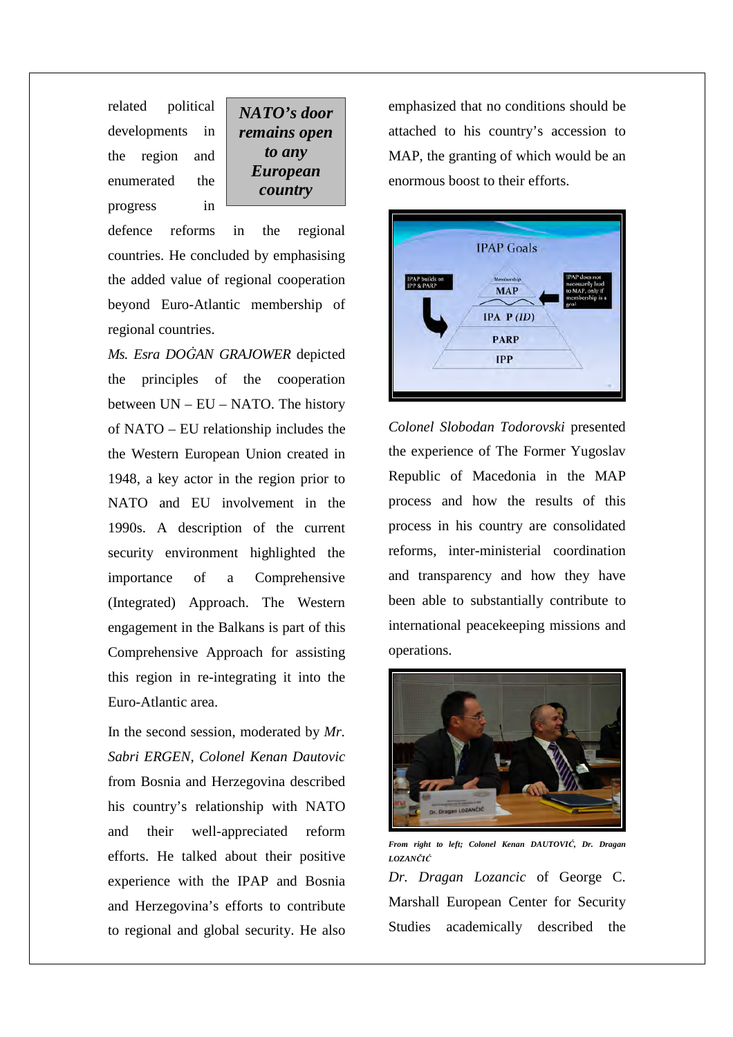related political developments in the region and enumerated the progress in defence reforms in the regional countries. He concluded by emphasising the added value of regional cooperation beyond Euro-Atlantic membership of regional countries.

***NATO's door remains open to any European country***

*Ms. Esra DOĠAN GRAJOWER* depicted the principles of the cooperation between UN – EU – NATO. The history of NATO – EU relationship includes the the Western European Union created in 1948, a key actor in the region prior to NATO and EU involvement in the 1990s. A description of the current security environment highlighted the importance of a Comprehensive (Integrated) Approach. The Western engagement in the Balkans is part of this Comprehensive Approach for assisting this region in re-integrating it into the Euro-Atlantic area.

In the second session, moderated by *Mr. Sabri ERGEN*, *Colonel Kenan Dautovic* from Bosnia and Herzegovina described his country's relationship with NATO and their well-appreciated reform efforts. He talked about their positive experience with the IPAP and Bosnia and Herzegovina's efforts to contribute to regional and global security. He also emphasized that no conditions should be attached to his country's accession to MAP, the granting of which would be an enormous boost to their efforts.

*Colonel Slobodan Todorovski* presented the experience of The Former Yugoslav Republic of Macedonia in the MAP process and how the results of this process in his country are consolidated reforms, inter-ministerial coordination and transparency and how they have been able to substantially contribute to international peacekeeping missions and operations.

***From right to left; Colonel Kenan DAUTOVIĆ, Dr. Dragan LOZANČIĆ***

*Dr. Dragan Lozancic* of George C. Marshall European Center for Security Studies academically described the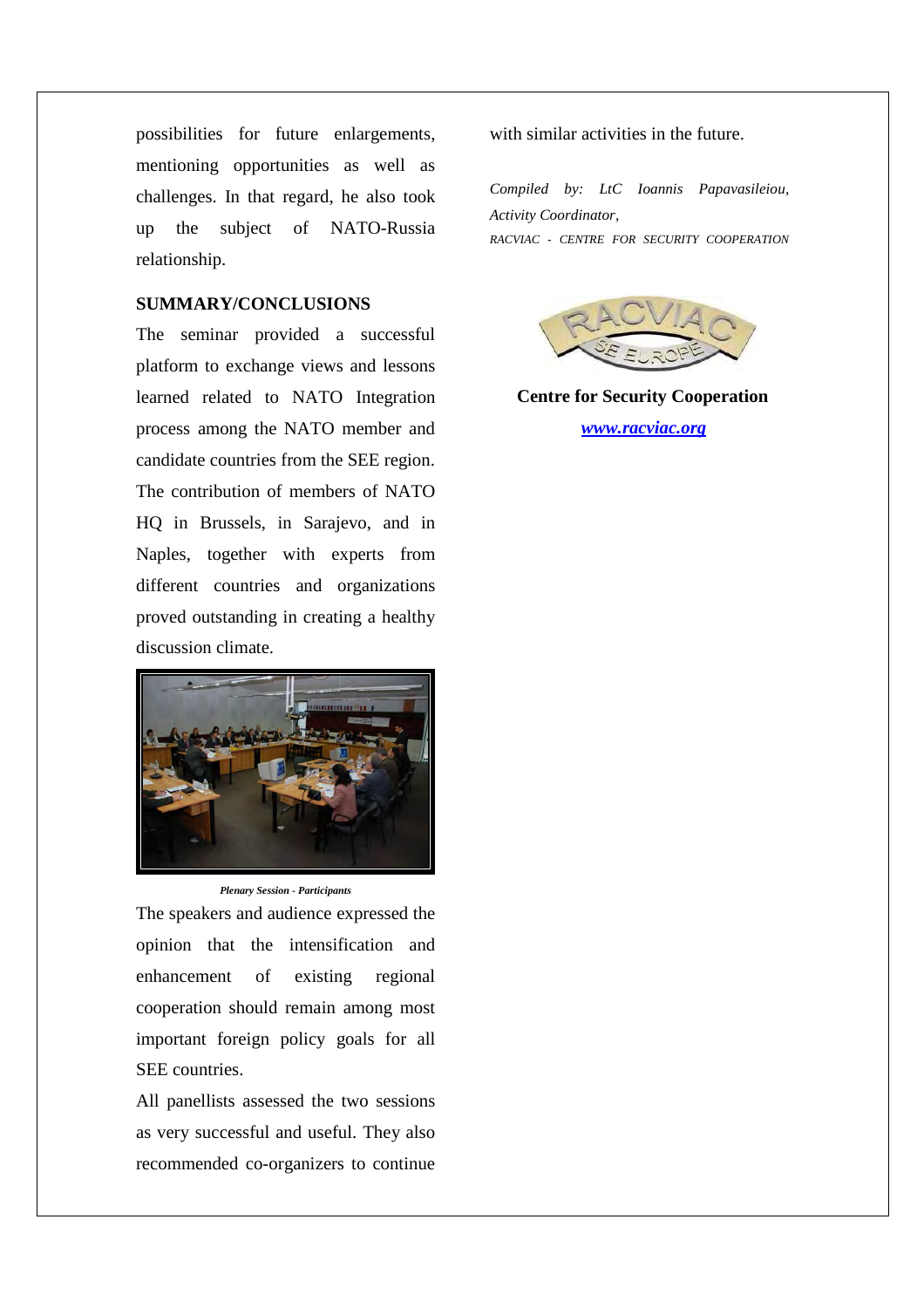possibilities for future enlargements, mentioning opportunities as well as challenges. In that regard, he also took up the subject of NATO-Russia relationship.

**SUMMARY/CONCLUSIONS**

The seminar provided a successful platform to exchange views and lessons learned related to NATO Integration process among the NATO member and candidate countries from the SEE region. The contribution of members of NATO HQ in Brussels, in Sarajevo, and in Naples, together with experts from different countries and organizations proved outstanding in creating a healthy discussion climate.

***Plenary Session - Participants***

The speakers and audience expressed the opinion that the intensification and enhancement of existing regional cooperation should remain among most important foreign policy goals for all SEE countries.

All panellists assessed the two sessions as very successful and useful. They also recommended co-organizers to continue with similar activities in the future.

*Compiled by: LtC Ioannis Papavasileiou, Activity Coordinator,*
*RACVIAC - CENTRE FOR SECURITY COOPERATION*

**Centre for Security Cooperation**

***www.racviac.org***